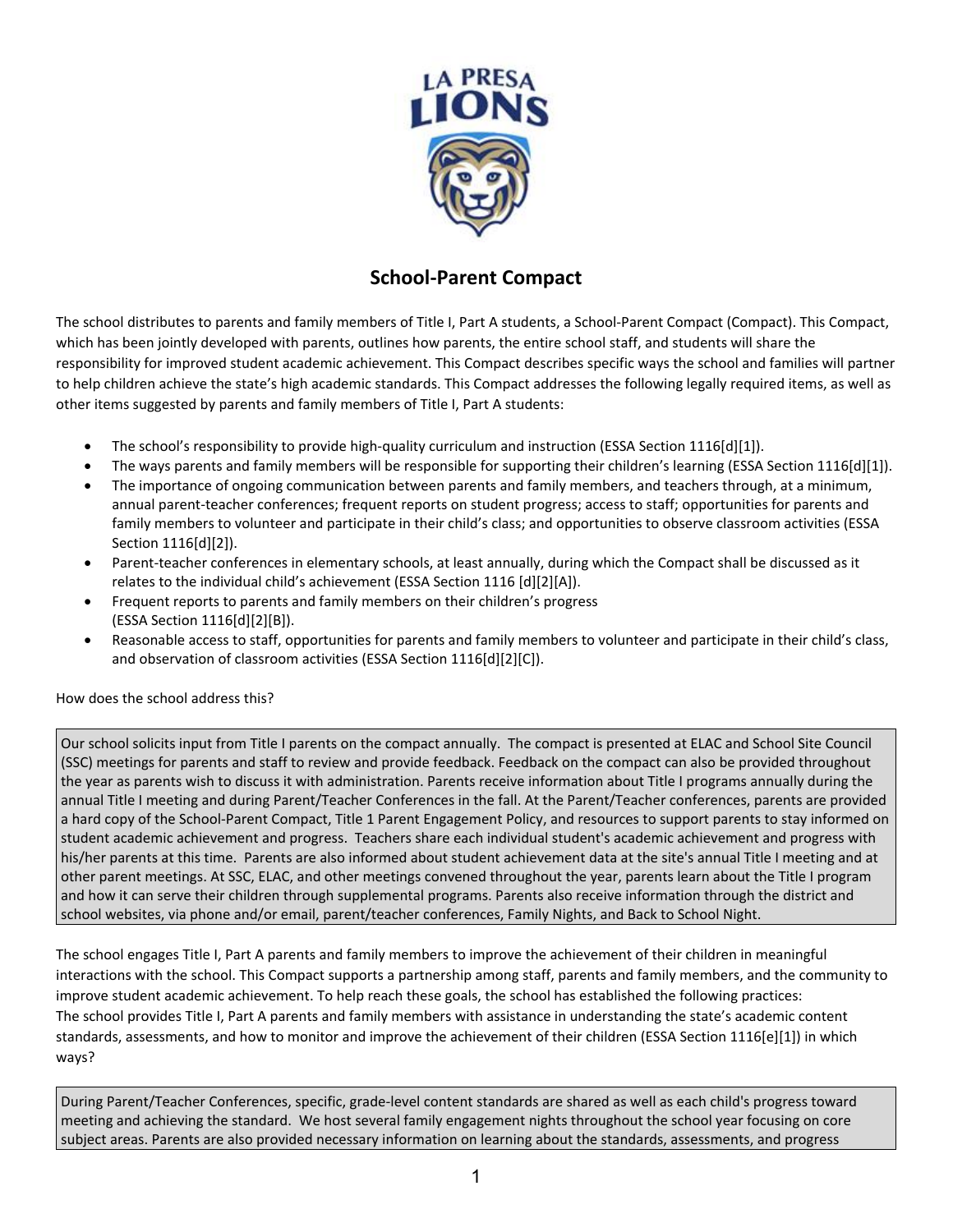# School-Parent Compact

The school distributes to parents and family members of Title I, Part A students, a School-Parent Compact (Compact). This Compact, which has been jointly developed with parents, outlines how parents, the entire school staff, and students will share the responsibility for improved student academic achievement. This Compact describes specific ways the school and families will partner to help children achieve the state's high academic standards. This Compact addresses the following legally required items, as well as other items suggested by parents and family members of Title I, Part A students:

- The school's responsibility to provide high-quality curriculum and instruction (ESSA Section 1116[d][1]).
- The ways parents and family members will be responsible for supporting their children's learning (ESSA Section 1116[d][1]).
- The importance of ongoing communication between parents and family members, and teachers through, at a minimum, annual parent-teacher conferences; frequent reports on student progress; access to staff; opportunities for parents and family members to volunteer and participate in their child's class; and opportunities to observe classroom activities (ESSA Section 1116[d][2]).
- Parent-teacher conferences in elementary schools, at least annually, during which the Compact shall be discussed as it relates to the individual child's achievement (ESSA Section 1116 [d][2][A]).
- Frequent reports to parents and family members on their children's progress (ESSA Section 1116[d][2][B]).
- Reasonable access to staff, opportunities for parents and family members to volunteer and participate in their child's class, and observation of classroom activities (ESSA Section 1116[d][2][C]).

How does the school address this?

Our school solicits input from Title I parents on the compact annually. The compact is presented at ELAC and School Site Council (SSC) meetings for parents and staff to review and provide feedback. Feedback on the compact can also be provided throughout the year as parents wish to discuss it with administration. Parents receive information about Title I programs annually during the annual Title I meeting and during Parent/Teacher Conferences in the fall. At the Parent/Teacher conferences, parents are provided a hard copy of the School-Parent Compact, Title 1 Parent Engagement Policy, and resources to support parents to stay informed on student academic achievement and progress. Teachers share each individual student's academic achievement and progress with his/her parents at this time. Parents are also informed about student achievement data at the site's annual Title I meeting and at other parent meetings. At SSC, ELAC, and other meetings convened throughout the year, parents learn about the Title I program and how it can serve their children through supplemental programs. Parents also receive information through the district and school websites, via phone and/or email, parent/teacher conferences, Family Nights, and Back to School Night.

The school engages Title I, Part A parents and family members to improve the achievement of their children in meaningful interactions with the school. This Compact supports a partnership among staff, parents and family members, and the community to improve student academic achievement. To help reach these goals, the school has established the following practices:
The school provides Title I, Part A parents and family members with assistance in understanding the state's academic content standards, assessments, and how to monitor and improve the achievement of their children (ESSA Section 1116[e][1]) in which ways?

During Parent/Teacher Conferences, specific, grade-level content standards are shared as well as each child's progress toward meeting and achieving the standard. We host several family engagement nights throughout the school year focusing on core subject areas. Parents are also provided necessary information on learning about the standards, assessments, and progress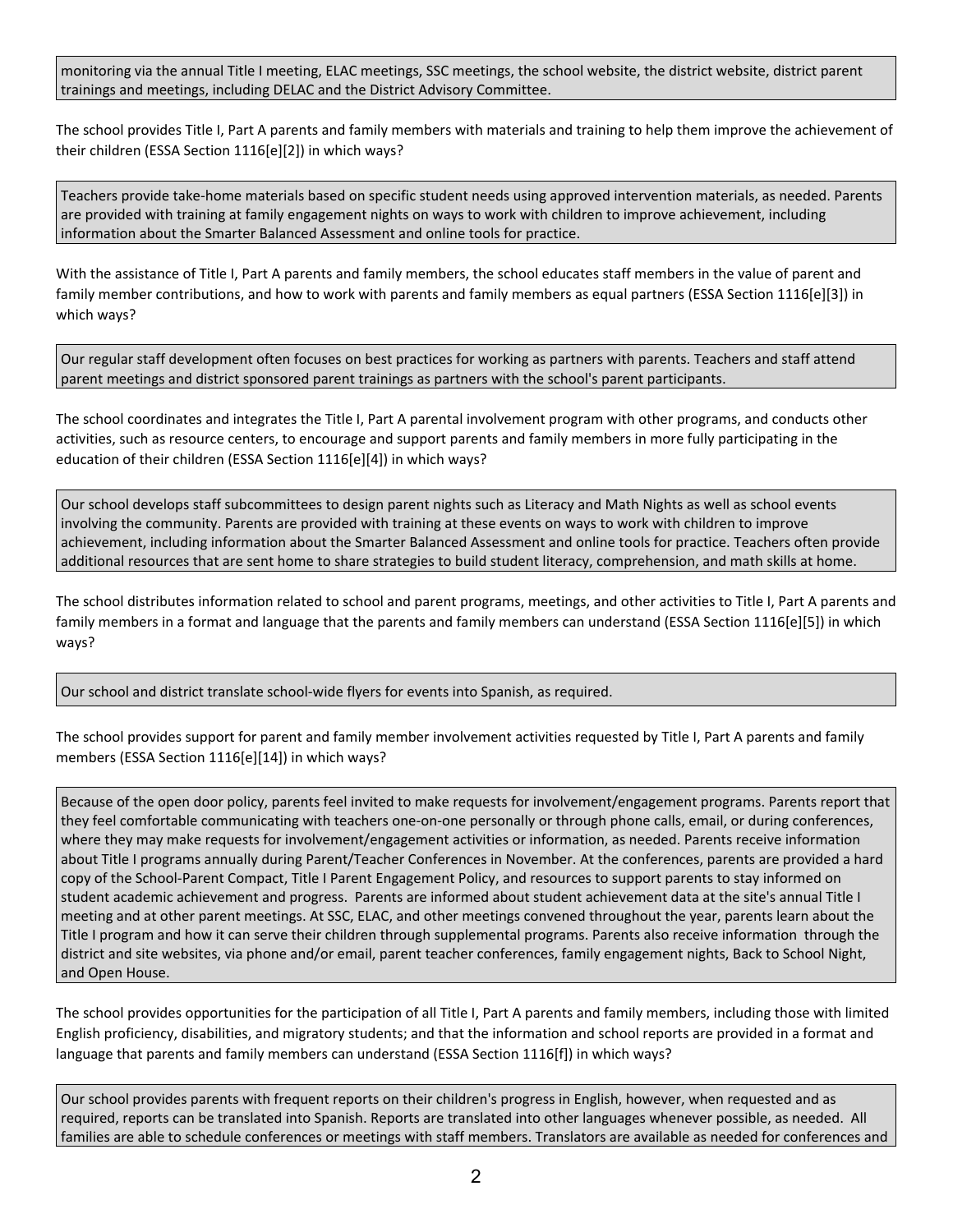monitoring via the annual Title I meeting, ELAC meetings, SSC meetings, the school website, the district website, district parent trainings and meetings, including DELAC and the District Advisory Committee.

The school provides Title I, Part A parents and family members with materials and training to help them improve the achievement of their children (ESSA Section 1116[e][2]) in which ways?

Teachers provide take-home materials based on specific student needs using approved intervention materials, as needed. Parents are provided with training at family engagement nights on ways to work with children to improve achievement, including information about the Smarter Balanced Assessment and online tools for practice.

With the assistance of Title I, Part A parents and family members, the school educates staff members in the value of parent and family member contributions, and how to work with parents and family members as equal partners (ESSA Section 1116[e][3]) in which ways?

Our regular staff development often focuses on best practices for working as partners with parents. Teachers and staff attend parent meetings and district sponsored parent trainings as partners with the school's parent participants.

The school coordinates and integrates the Title I, Part A parental involvement program with other programs, and conducts other activities, such as resource centers, to encourage and support parents and family members in more fully participating in the education of their children (ESSA Section 1116[e][4]) in which ways?

Our school develops staff subcommittees to design parent nights such as Literacy and Math Nights as well as school events involving the community. Parents are provided with training at these events on ways to work with children to improve achievement, including information about the Smarter Balanced Assessment and online tools for practice. Teachers often provide additional resources that are sent home to share strategies to build student literacy, comprehension, and math skills at home.

The school distributes information related to school and parent programs, meetings, and other activities to Title I, Part A parents and family members in a format and language that the parents and family members can understand (ESSA Section 1116[e][5]) in which ways?

Our school and district translate school-wide flyers for events into Spanish, as required.

The school provides support for parent and family member involvement activities requested by Title I, Part A parents and family members (ESSA Section 1116[e][14]) in which ways?

Because of the open door policy, parents feel invited to make requests for involvement/engagement programs. Parents report that they feel comfortable communicating with teachers one-on-one personally or through phone calls, email, or during conferences, where they may make requests for involvement/engagement activities or information, as needed. Parents receive information about Title I programs annually during Parent/Teacher Conferences in November. At the conferences, parents are provided a hard copy of the School-Parent Compact, Title I Parent Engagement Policy, and resources to support parents to stay informed on student academic achievement and progress. Parents are informed about student achievement data at the site's annual Title I meeting and at other parent meetings. At SSC, ELAC, and other meetings convened throughout the year, parents learn about the Title I program and how it can serve their children through supplemental programs. Parents also receive information through the district and site websites, via phone and/or email, parent teacher conferences, family engagement nights, Back to School Night, and Open House.

The school provides opportunities for the participation of all Title I, Part A parents and family members, including those with limited English proficiency, disabilities, and migratory students; and that the information and school reports are provided in a format and language that parents and family members can understand (ESSA Section 1116[f]) in which ways?

Our school provides parents with frequent reports on their children's progress in English, however, when requested and as required, reports can be translated into Spanish. Reports are translated into other languages whenever possible, as needed. All families are able to schedule conferences or meetings with staff members. Translators are available as needed for conferences and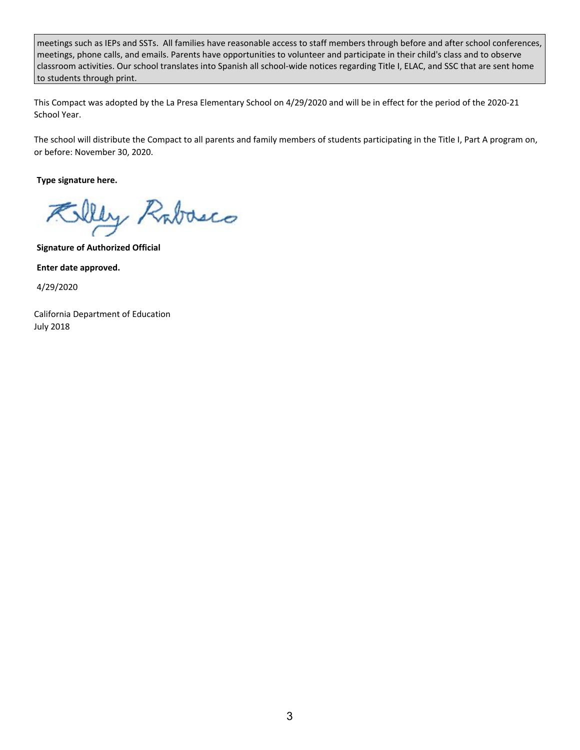meetings such as IEPs and SSTs. All families have reasonable access to staff members through before and after school conferences, meetings, phone calls, and emails. Parents have opportunities to volunteer and participate in their child's class and to observe classroom activities. Our school translates into Spanish all school-wide notices regarding Title I, ELAC, and SSC that are sent home to students through print.

This Compact was adopted by the La Presa Elementary School on 4/29/2020 and will be in effect for the period of the 2020-21 School Year.

The school will distribute the Compact to all parents and family members of students participating in the Title I, Part A program on, or before: November 30, 2020.

**Type signature here.**

Kelly Robasco

**Signature of Authorized Official**

**Enter date approved.**

4/29/2020

California Department of Education
July 2018